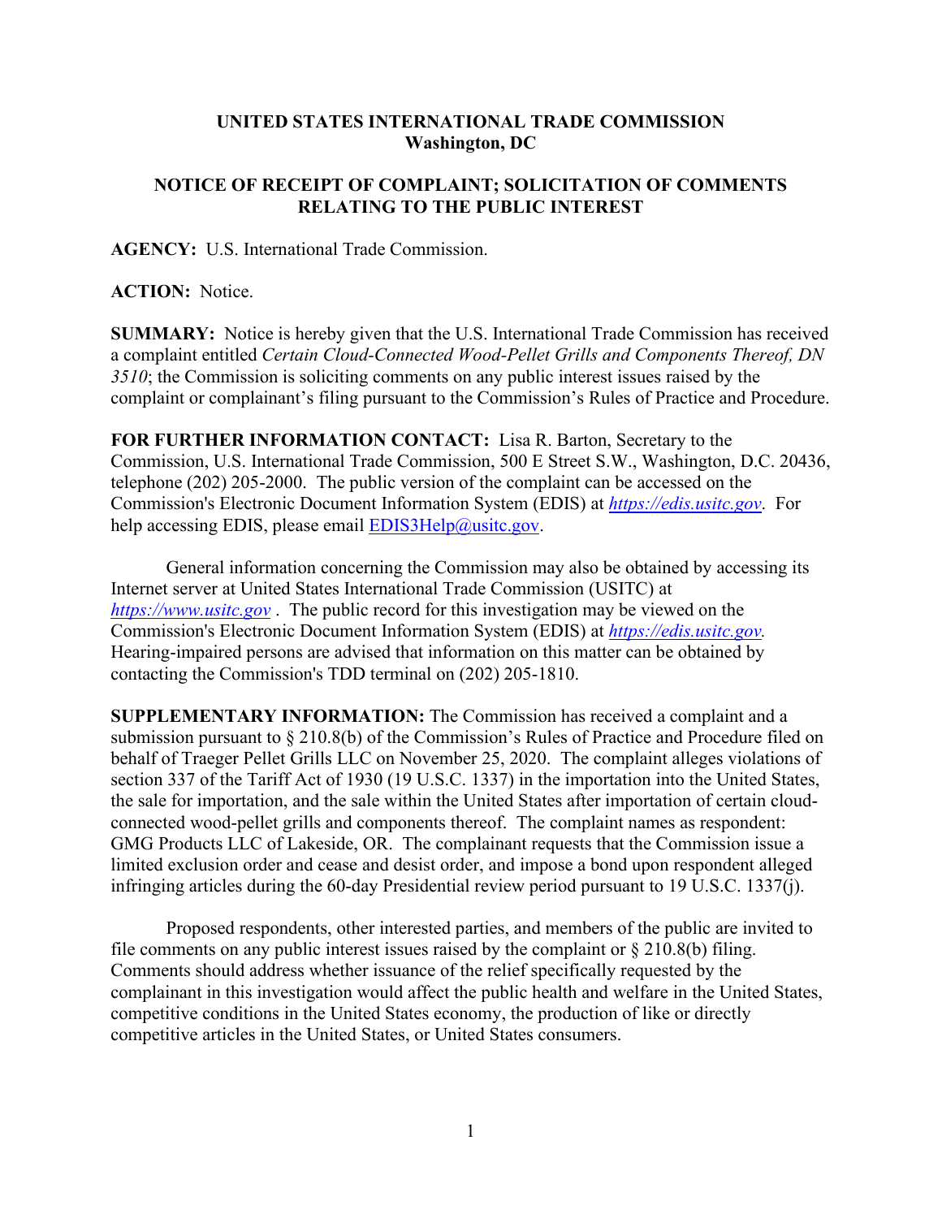# UNITED STATES INTERNATIONAL TRADE COMMISSION
## Washington, DC

## NOTICE OF RECEIPT OF COMPLAINT; SOLICITATION OF COMMENTS RELATING TO THE PUBLIC INTEREST

**AGENCY:** U.S. International Trade Commission.

**ACTION:** Notice.

**SUMMARY:** Notice is hereby given that the U.S. International Trade Commission has received a complaint entitled *Certain Cloud-Connected Wood-Pellet Grills and Components Thereof, DN 3510*; the Commission is soliciting comments on any public interest issues raised by the complaint or complainant's filing pursuant to the Commission's Rules of Practice and Procedure.

**FOR FURTHER INFORMATION CONTACT:** Lisa R. Barton, Secretary to the Commission, U.S. International Trade Commission, 500 E Street S.W., Washington, D.C. 20436, telephone (202) 205-2000. The public version of the complaint can be accessed on the Commission's Electronic Document Information System (EDIS) at *https://edis.usitc.gov*. For help accessing EDIS, please email EDIS3Help@usitc.gov.

General information concerning the Commission may also be obtained by accessing its Internet server at United States International Trade Commission (USITC) at *https://www.usitc.gov* . The public record for this investigation may be viewed on the Commission's Electronic Document Information System (EDIS) at *https://edis.usitc.gov.* Hearing-impaired persons are advised that information on this matter can be obtained by contacting the Commission's TDD terminal on (202) 205-1810.

**SUPPLEMENTARY INFORMATION:** The Commission has received a complaint and a submission pursuant to § 210.8(b) of the Commission's Rules of Practice and Procedure filed on behalf of Traeger Pellet Grills LLC on November 25, 2020. The complaint alleges violations of section 337 of the Tariff Act of 1930 (19 U.S.C. 1337) in the importation into the United States, the sale for importation, and the sale within the United States after importation of certain cloud-connected wood-pellet grills and components thereof. The complaint names as respondent: GMG Products LLC of Lakeside, OR. The complainant requests that the Commission issue a limited exclusion order and cease and desist order, and impose a bond upon respondent alleged infringing articles during the 60-day Presidential review period pursuant to 19 U.S.C. 1337(j).

Proposed respondents, other interested parties, and members of the public are invited to file comments on any public interest issues raised by the complaint or § 210.8(b) filing. Comments should address whether issuance of the relief specifically requested by the complainant in this investigation would affect the public health and welfare in the United States, competitive conditions in the United States economy, the production of like or directly competitive articles in the United States, or United States consumers.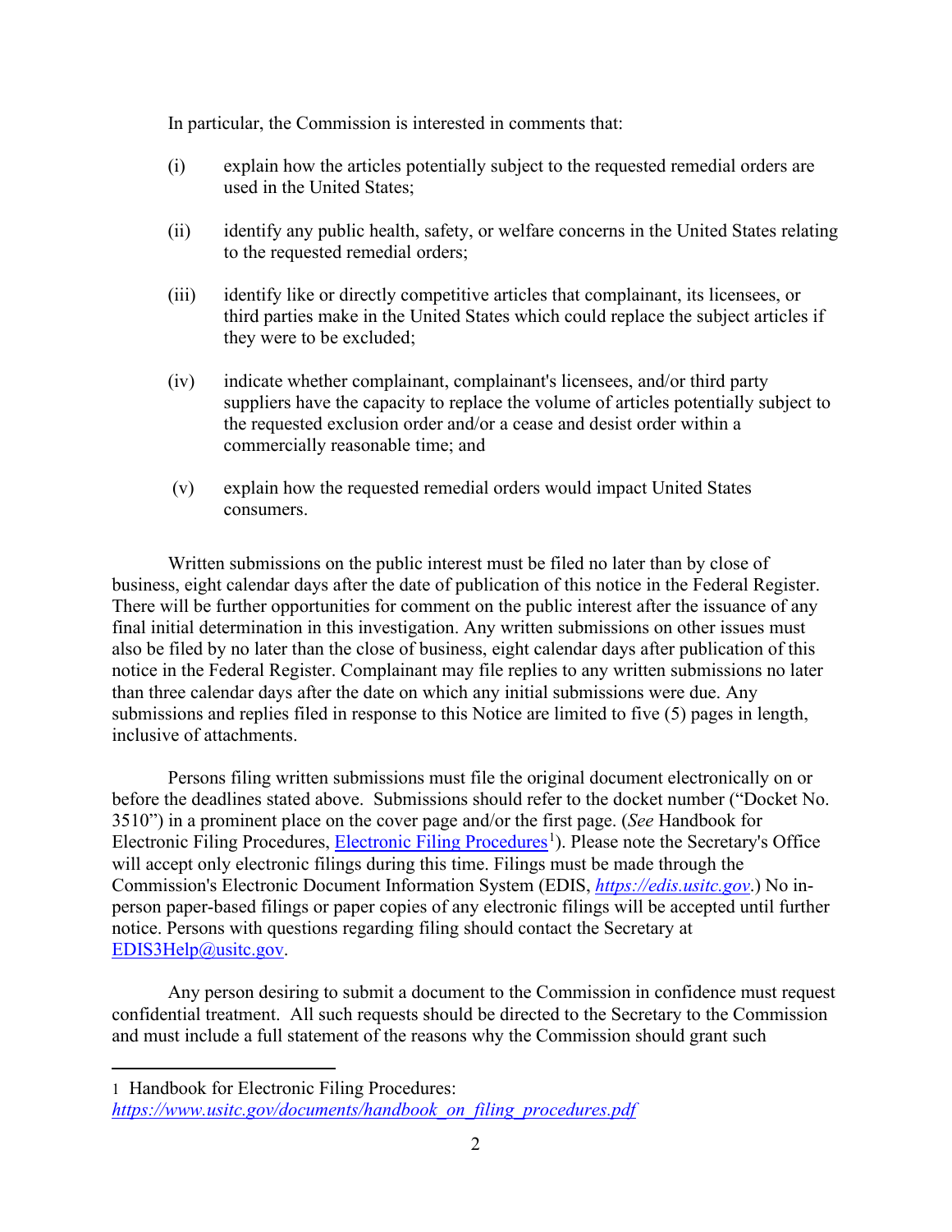In particular, the Commission is interested in comments that:

(i) explain how the articles potentially subject to the requested remedial orders are used in the United States;

(ii) identify any public health, safety, or welfare concerns in the United States relating to the requested remedial orders;

(iii) identify like or directly competitive articles that complainant, its licensees, or third parties make in the United States which could replace the subject articles if they were to be excluded;

(iv) indicate whether complainant, complainant's licensees, and/or third party suppliers have the capacity to replace the volume of articles potentially subject to the requested exclusion order and/or a cease and desist order within a commercially reasonable time; and

(v) explain how the requested remedial orders would impact United States consumers.

Written submissions on the public interest must be filed no later than by close of business, eight calendar days after the date of publication of this notice in the Federal Register. There will be further opportunities for comment on the public interest after the issuance of any final initial determination in this investigation. Any written submissions on other issues must also be filed by no later than the close of business, eight calendar days after publication of this notice in the Federal Register. Complainant may file replies to any written submissions no later than three calendar days after the date on which any initial submissions were due. Any submissions and replies filed in response to this Notice are limited to five (5) pages in length, inclusive of attachments.

Persons filing written submissions must file the original document electronically on or before the deadlines stated above. Submissions should refer to the docket number ("Docket No. 3510") in a prominent place on the cover page and/or the first page. (*See* Handbook for Electronic Filing Procedures, Electronic Filing Procedures[1]). Please note the Secretary's Office will accept only electronic filings during this time. Filings must be made through the Commission's Electronic Document Information System (EDIS, *https://edis.usitc.gov*.) No in-person paper-based filings or paper copies of any electronic filings will be accepted until further notice. Persons with questions regarding filing should contact the Secretary at EDIS3Help@usitc.gov.

Any person desiring to submit a document to the Commission in confidence must request confidential treatment. All such requests should be directed to the Secretary to the Commission and must include a full statement of the reasons why the Commission should grant such

---

1 Handbook for Electronic Filing Procedures: *https://www.usitc.gov/documents/handbook_on_filing_procedures.pdf*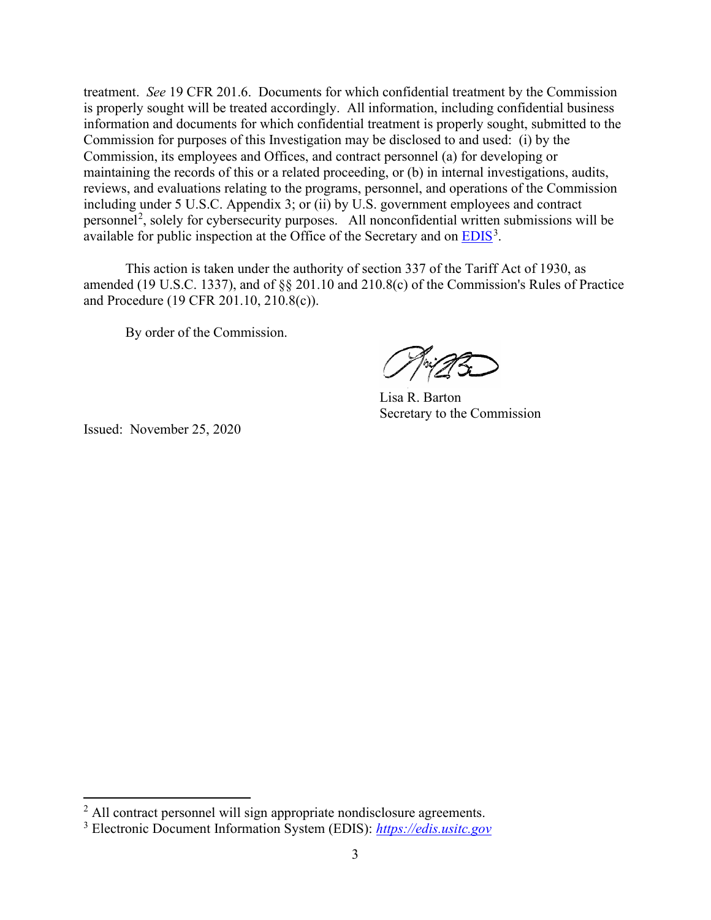treatment. *See* 19 CFR 201.6. Documents for which confidential treatment by the Commission is properly sought will be treated accordingly. All information, including confidential business information and documents for which confidential treatment is properly sought, submitted to the Commission for purposes of this Investigation may be disclosed to and used: (i) by the Commission, its employees and Offices, and contract personnel (a) for developing or maintaining the records of this or a related proceeding, or (b) in internal investigations, audits, reviews, and evaluations relating to the programs, personnel, and operations of the Commission including under 5 U.S.C. Appendix 3; or (ii) by U.S. government employees and contract personnel[2], solely for cybersecurity purposes. All nonconfidential written submissions will be available for public inspection at the Office of the Secretary and on EDIS[3].

This action is taken under the authority of section 337 of the Tariff Act of 1930, as amended (19 U.S.C. 1337), and of §§ 201.10 and 210.8(c) of the Commission's Rules of Practice and Procedure (19 CFR 201.10, 210.8(c)).

By order of the Commission.

Lisa R. Barton
Secretary to the Commission

Issued: November 25, 2020

---

[2] All contract personnel will sign appropriate nondisclosure agreements.

[3] Electronic Document Information System (EDIS): *https://edis.usitc.gov*